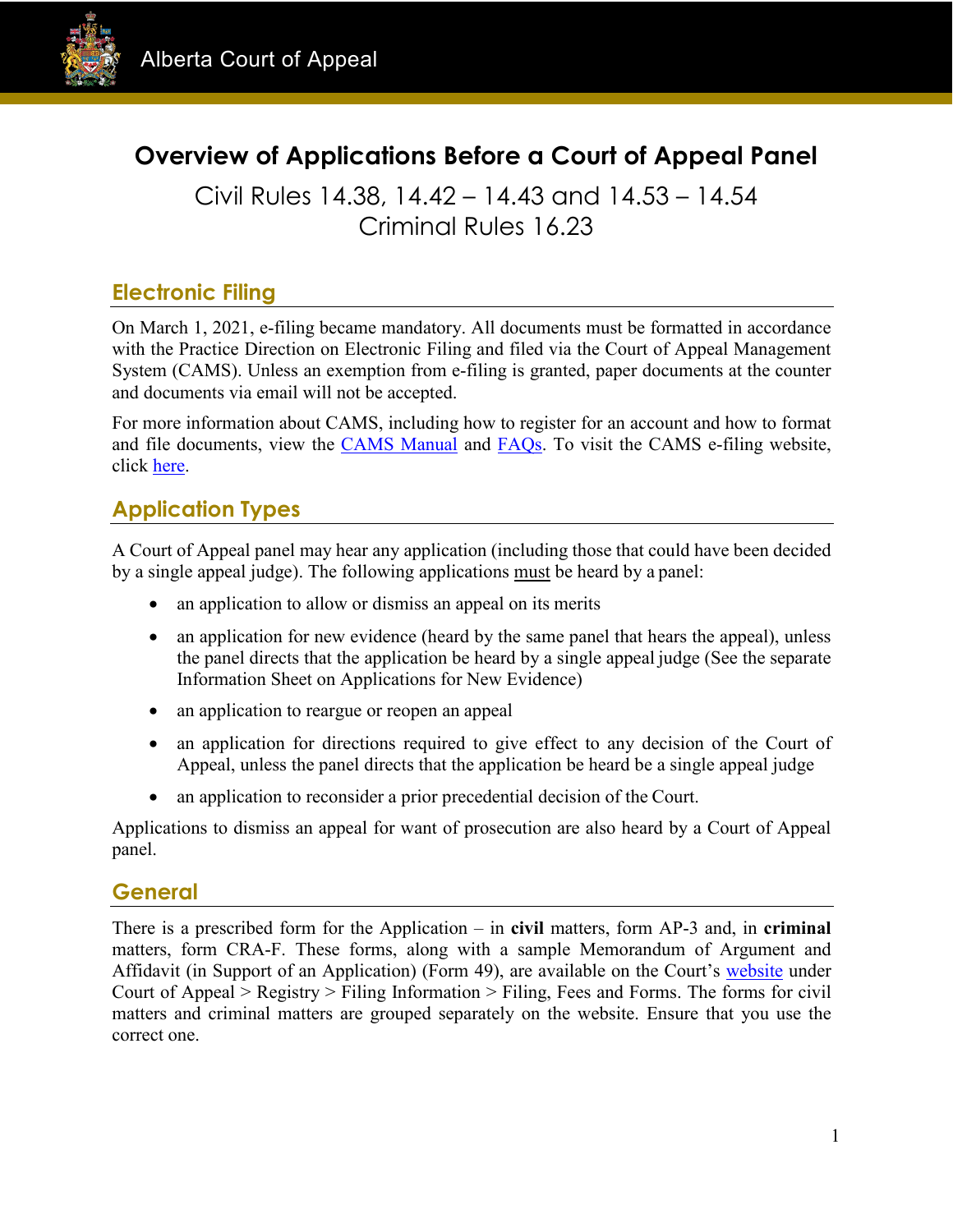Alberta Court of Appeal

# Overview of Applications Before a Court of Appeal Panel

Civil Rules 14.38, 14.42 – 14.43 and 14.53 – 14.54
Criminal Rules 16.23

## Electronic Filing

On March 1, 2021, e-filing became mandatory. All documents must be formatted in accordance with the Practice Direction on Electronic Filing and filed via the Court of Appeal Management System (CAMS). Unless an exemption from e-filing is granted, paper documents at the counter and documents via email will not be accepted.

For more information about CAMS, including how to register for an account and how to format and file documents, view the CAMS Manual and FAQs. To visit the CAMS e-filing website, click here.

## Application Types

A Court of Appeal panel may hear any application (including those that could have been decided by a single appeal judge). The following applications must be heard by a panel:

- an application to allow or dismiss an appeal on its merits
- an application for new evidence (heard by the same panel that hears the appeal), unless the panel directs that the application be heard by a single appeal judge (See the separate Information Sheet on Applications for New Evidence)
- an application to reargue or reopen an appeal
- an application for directions required to give effect to any decision of the Court of Appeal, unless the panel directs that the application be heard be a single appeal judge
- an application to reconsider a prior precedential decision of the Court.

Applications to dismiss an appeal for want of prosecution are also heard by a Court of Appeal panel.

## General

There is a prescribed form for the Application – in **civil** matters, form AP-3 and, in **criminal** matters, form CRA-F. These forms, along with a sample Memorandum of Argument and Affidavit (in Support of an Application) (Form 49), are available on the Court's website under Court of Appeal > Registry > Filing Information > Filing, Fees and Forms. The forms for civil matters and criminal matters are grouped separately on the website. Ensure that you use the correct one.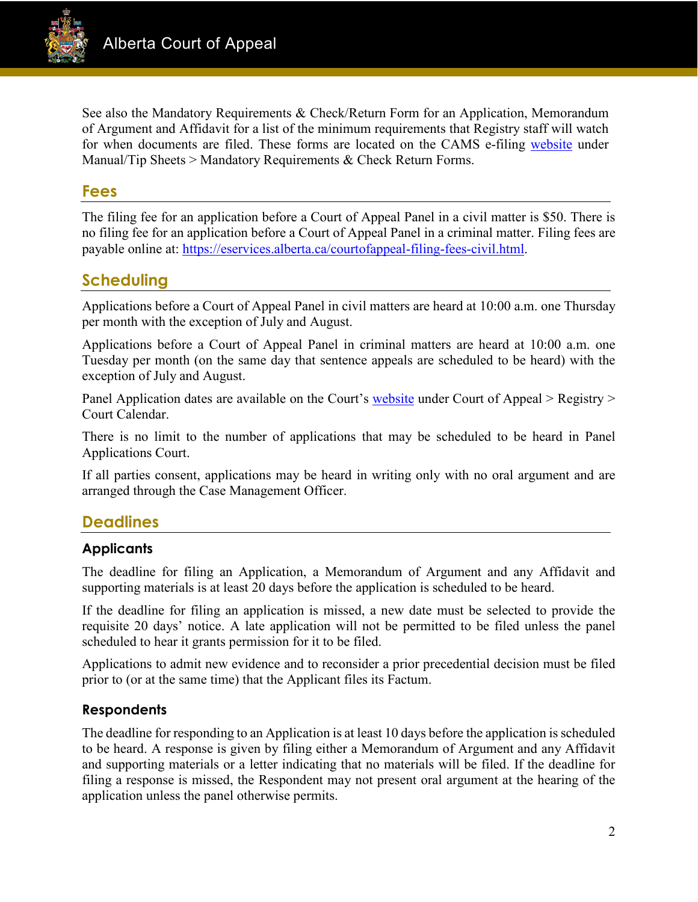See also the Mandatory Requirements & Check/Return Form for an Application, Memorandum of Argument and Affidavit for a list of the minimum requirements that Registry staff will watch for when documents are filed. These forms are located on the CAMS e-filing [website](website) under Manual/Tip Sheets > Mandatory Requirements & Check Return Forms.

## Fees

The filing fee for an application before a Court of Appeal Panel in a civil matter is $50. There is no filing fee for an application before a Court of Appeal Panel in a criminal matter. Filing fees are payable online at: https://eservices.alberta.ca/courtofappeal-filing-fees-civil.html.

## Scheduling

Applications before a Court of Appeal Panel in civil matters are heard at 10:00 a.m. one Thursday per month with the exception of July and August.

Applications before a Court of Appeal Panel in criminal matters are heard at 10:00 a.m. one Tuesday per month (on the same day that sentence appeals are scheduled to be heard) with the exception of July and August.

Panel Application dates are available on the Court's [website](website) under Court of Appeal > Registry > Court Calendar.

There is no limit to the number of applications that may be scheduled to be heard in Panel Applications Court.

If all parties consent, applications may be heard in writing only with no oral argument and are arranged through the Case Management Officer.

## Deadlines

### Applicants

The deadline for filing an Application, a Memorandum of Argument and any Affidavit and supporting materials is at least 20 days before the application is scheduled to be heard.

If the deadline for filing an application is missed, a new date must be selected to provide the requisite 20 days' notice. A late application will not be permitted to be filed unless the panel scheduled to hear it grants permission for it to be filed.

Applications to admit new evidence and to reconsider a prior precedential decision must be filed prior to (or at the same time) that the Applicant files its Factum.

### Respondents

The deadline for responding to an Application is at least 10 days before the application is scheduled to be heard. A response is given by filing either a Memorandum of Argument and any Affidavit and supporting materials or a letter indicating that no materials will be filed. If the deadline for filing a response is missed, the Respondent may not present oral argument at the hearing of the application unless the panel otherwise permits.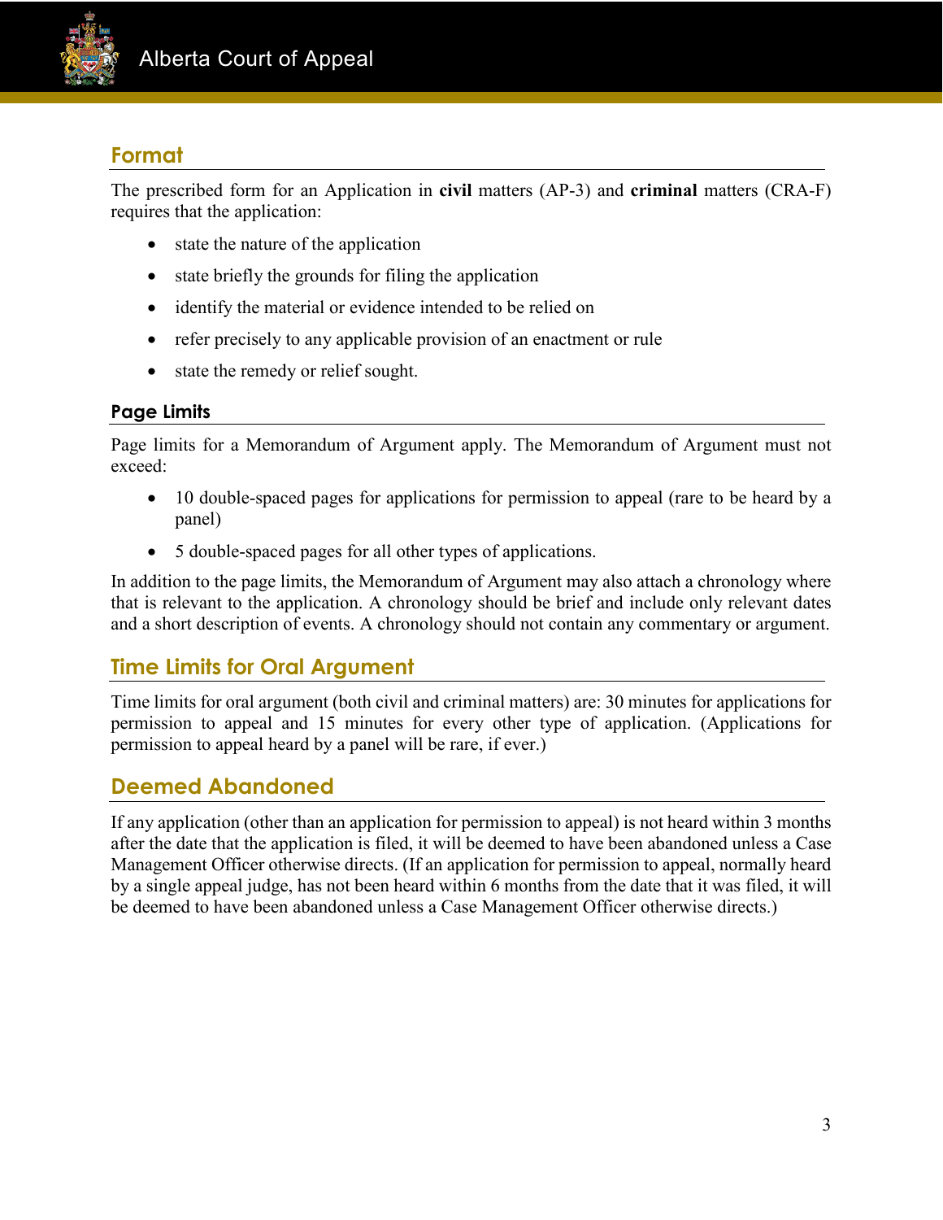## Format

The prescribed form for an Application in **civil** matters (AP-3) and **criminal** matters (CRA-F) requires that the application:

- state the nature of the application
- state briefly the grounds for filing the application
- identify the material or evidence intended to be relied on
- refer precisely to any applicable provision of an enactment or rule
- state the remedy or relief sought.

### Page Limits

Page limits for a Memorandum of Argument apply. The Memorandum of Argument must not exceed:

- 10 double-spaced pages for applications for permission to appeal (rare to be heard by a panel)
- 5 double-spaced pages for all other types of applications.

In addition to the page limits, the Memorandum of Argument may also attach a chronology where that is relevant to the application. A chronology should be brief and include only relevant dates and a short description of events. A chronology should not contain any commentary or argument.

## Time Limits for Oral Argument

Time limits for oral argument (both civil and criminal matters) are: 30 minutes for applications for permission to appeal and 15 minutes for every other type of application. (Applications for permission to appeal heard by a panel will be rare, if ever.)

## Deemed Abandoned

If any application (other than an application for permission to appeal) is not heard within 3 months after the date that the application is filed, it will be deemed to have been abandoned unless a Case Management Officer otherwise directs. (If an application for permission to appeal, normally heard by a single appeal judge, has not been heard within 6 months from the date that it was filed, it will be deemed to have been abandoned unless a Case Management Officer otherwise directs.)